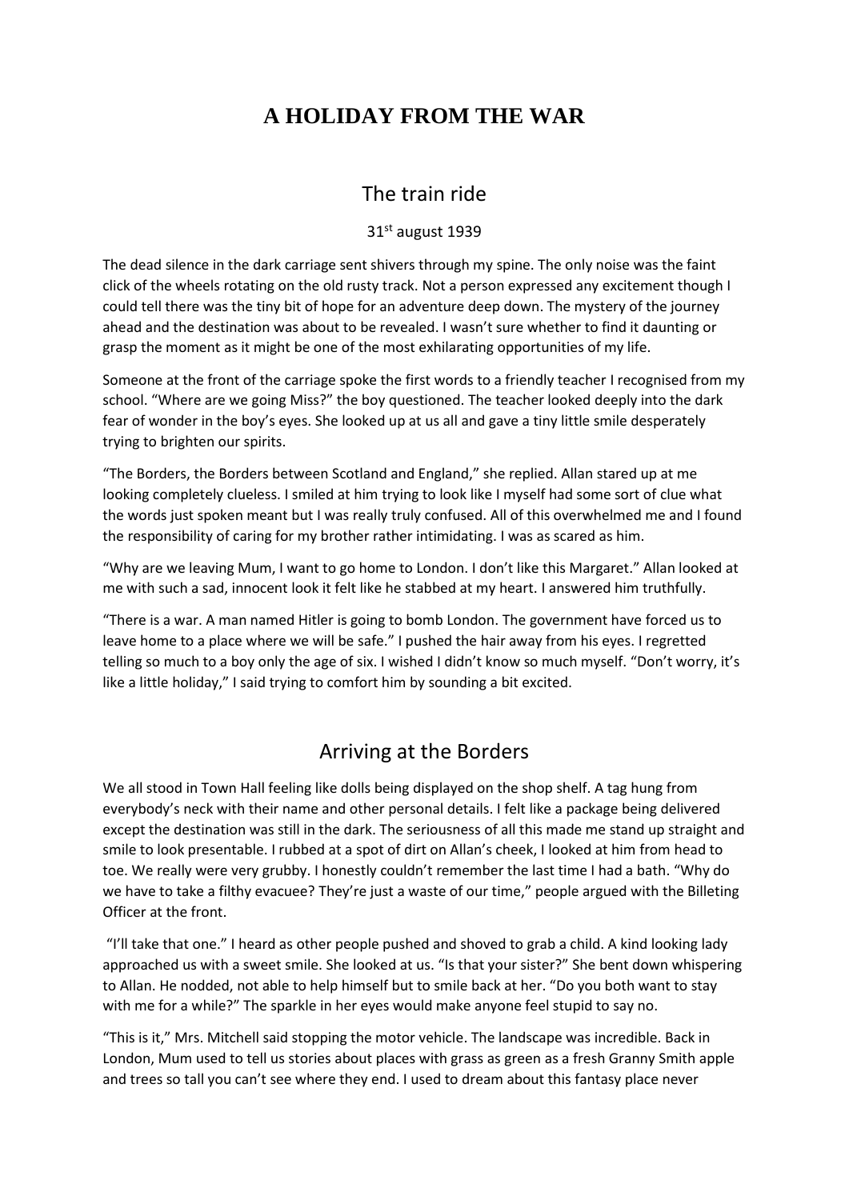# A HOLIDAY FROM THE WAR

## The train ride

31st august 1939

The dead silence in the dark carriage sent shivers through my spine. The only noise was the faint click of the wheels rotating on the old rusty track. Not a person expressed any excitement though I could tell there was the tiny bit of hope for an adventure deep down. The mystery of the journey ahead and the destination was about to be revealed. I wasn't sure whether to find it daunting or grasp the moment as it might be one of the most exhilarating opportunities of my life.

Someone at the front of the carriage spoke the first words to a friendly teacher I recognised from my school. "Where are we going Miss?" the boy questioned. The teacher looked deeply into the dark fear of wonder in the boy's eyes. She looked up at us all and gave a tiny little smile desperately trying to brighten our spirits.

"The Borders, the Borders between Scotland and England," she replied. Allan stared up at me looking completely clueless. I smiled at him trying to look like I myself had some sort of clue what the words just spoken meant but I was really truly confused. All of this overwhelmed me and I found the responsibility of caring for my brother rather intimidating. I was as scared as him.

"Why are we leaving Mum, I want to go home to London. I don't like this Margaret." Allan looked at me with such a sad, innocent look it felt like he stabbed at my heart. I answered him truthfully.

"There is a war. A man named Hitler is going to bomb London. The government have forced us to leave home to a place where we will be safe." I pushed the hair away from his eyes. I regretted telling so much to a boy only the age of six. I wished I didn't know so much myself. "Don't worry, it's like a little holiday," I said trying to comfort him by sounding a bit excited.

## Arriving at the Borders

We all stood in Town Hall feeling like dolls being displayed on the shop shelf. A tag hung from everybody's neck with their name and other personal details. I felt like a package being delivered except the destination was still in the dark. The seriousness of all this made me stand up straight and smile to look presentable. I rubbed at a spot of dirt on Allan's cheek, I looked at him from head to toe. We really were very grubby. I honestly couldn't remember the last time I had a bath. "Why do we have to take a filthy evacuee? They're just a waste of our time," people argued with the Billeting Officer at the front.

"I'll take that one." I heard as other people pushed and shoved to grab a child. A kind looking lady approached us with a sweet smile. She looked at us. "Is that your sister?" She bent down whispering to Allan. He nodded, not able to help himself but to smile back at her. "Do you both want to stay with me for a while?" The sparkle in her eyes would make anyone feel stupid to say no.

"This is it," Mrs. Mitchell said stopping the motor vehicle. The landscape was incredible. Back in London, Mum used to tell us stories about places with grass as green as a fresh Granny Smith apple and trees so tall you can't see where they end. I used to dream about this fantasy place never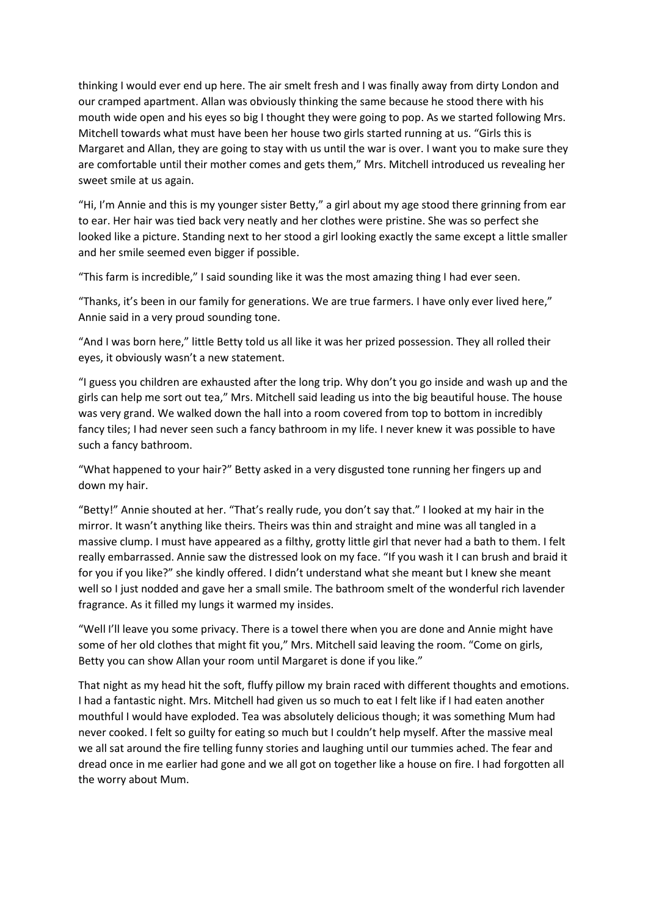thinking I would ever end up here. The air smelt fresh and I was finally away from dirty London and our cramped apartment. Allan was obviously thinking the same because he stood there with his mouth wide open and his eyes so big I thought they were going to pop. As we started following Mrs. Mitchell towards what must have been her house two girls started running at us. "Girls this is Margaret and Allan, they are going to stay with us until the war is over. I want you to make sure they are comfortable until their mother comes and gets them," Mrs. Mitchell introduced us revealing her sweet smile at us again.

"Hi, I'm Annie and this is my younger sister Betty," a girl about my age stood there grinning from ear to ear. Her hair was tied back very neatly and her clothes were pristine. She was so perfect she looked like a picture. Standing next to her stood a girl looking exactly the same except a little smaller and her smile seemed even bigger if possible.

"This farm is incredible," I said sounding like it was the most amazing thing I had ever seen.

"Thanks, it's been in our family for generations. We are true farmers. I have only ever lived here," Annie said in a very proud sounding tone.

"And I was born here," little Betty told us all like it was her prized possession. They all rolled their eyes, it obviously wasn't a new statement.

"I guess you children are exhausted after the long trip. Why don't you go inside and wash up and the girls can help me sort out tea," Mrs. Mitchell said leading us into the big beautiful house. The house was very grand. We walked down the hall into a room covered from top to bottom in incredibly fancy tiles; I had never seen such a fancy bathroom in my life. I never knew it was possible to have such a fancy bathroom.

"What happened to your hair?" Betty asked in a very disgusted tone running her fingers up and down my hair.

"Betty!" Annie shouted at her. "That's really rude, you don't say that." I looked at my hair in the mirror. It wasn't anything like theirs. Theirs was thin and straight and mine was all tangled in a massive clump. I must have appeared as a filthy, grotty little girl that never had a bath to them. I felt really embarrassed. Annie saw the distressed look on my face. "If you wash it I can brush and braid it for you if you like?" she kindly offered. I didn't understand what she meant but I knew she meant well so I just nodded and gave her a small smile. The bathroom smelt of the wonderful rich lavender fragrance. As it filled my lungs it warmed my insides.

"Well I'll leave you some privacy. There is a towel there when you are done and Annie might have some of her old clothes that might fit you," Mrs. Mitchell said leaving the room. "Come on girls, Betty you can show Allan your room until Margaret is done if you like."

That night as my head hit the soft, fluffy pillow my brain raced with different thoughts and emotions. I had a fantastic night. Mrs. Mitchell had given us so much to eat I felt like if I had eaten another mouthful I would have exploded. Tea was absolutely delicious though; it was something Mum had never cooked. I felt so guilty for eating so much but I couldn't help myself. After the massive meal we all sat around the fire telling funny stories and laughing until our tummies ached. The fear and dread once in me earlier had gone and we all got on together like a house on fire. I had forgotten all the worry about Mum.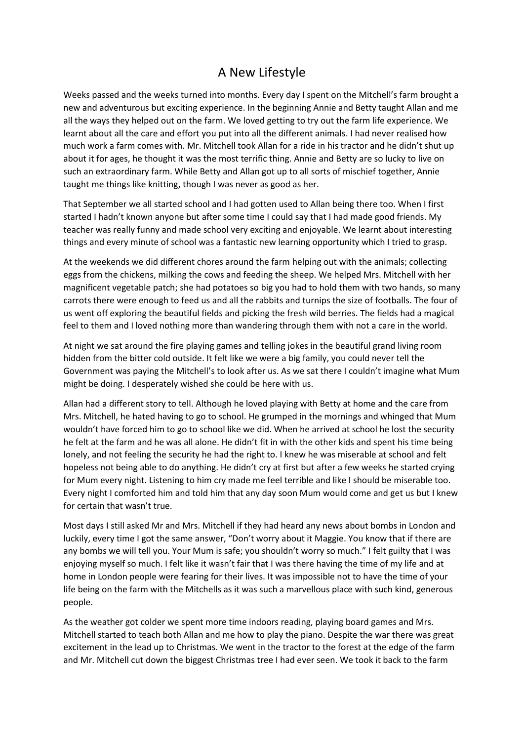# A New Lifestyle

Weeks passed and the weeks turned into months. Every day I spent on the Mitchell's farm brought a new and adventurous but exciting experience. In the beginning Annie and Betty taught Allan and me all the ways they helped out on the farm. We loved getting to try out the farm life experience. We learnt about all the care and effort you put into all the different animals. I had never realised how much work a farm comes with. Mr. Mitchell took Allan for a ride in his tractor and he didn't shut up about it for ages, he thought it was the most terrific thing. Annie and Betty are so lucky to live on such an extraordinary farm. While Betty and Allan got up to all sorts of mischief together, Annie taught me things like knitting, though I was never as good as her.

That September we all started school and I had gotten used to Allan being there too. When I first started I hadn't known anyone but after some time I could say that I had made good friends. My teacher was really funny and made school very exciting and enjoyable. We learnt about interesting things and every minute of school was a fantastic new learning opportunity which I tried to grasp.

At the weekends we did different chores around the farm helping out with the animals; collecting eggs from the chickens, milking the cows and feeding the sheep. We helped Mrs. Mitchell with her magnificent vegetable patch; she had potatoes so big you had to hold them with two hands, so many carrots there were enough to feed us and all the rabbits and turnips the size of footballs. The four of us went off exploring the beautiful fields and picking the fresh wild berries. The fields had a magical feel to them and I loved nothing more than wandering through them with not a care in the world.

At night we sat around the fire playing games and telling jokes in the beautiful grand living room hidden from the bitter cold outside. It felt like we were a big family, you could never tell the Government was paying the Mitchell's to look after us. As we sat there I couldn't imagine what Mum might be doing. I desperately wished she could be here with us.

Allan had a different story to tell. Although he loved playing with Betty at home and the care from Mrs. Mitchell, he hated having to go to school. He grumped in the mornings and whinged that Mum wouldn't have forced him to go to school like we did. When he arrived at school he lost the security he felt at the farm and he was all alone. He didn't fit in with the other kids and spent his time being lonely, and not feeling the security he had the right to. I knew he was miserable at school and felt hopeless not being able to do anything. He didn't cry at first but after a few weeks he started crying for Mum every night. Listening to him cry made me feel terrible and like I should be miserable too. Every night I comforted him and told him that any day soon Mum would come and get us but I knew for certain that wasn't true.

Most days I still asked Mr and Mrs. Mitchell if they had heard any news about bombs in London and luckily, every time I got the same answer, "Don't worry about it Maggie. You know that if there are any bombs we will tell you. Your Mum is safe; you shouldn't worry so much." I felt guilty that I was enjoying myself so much. I felt like it wasn't fair that I was there having the time of my life and at home in London people were fearing for their lives. It was impossible not to have the time of your life being on the farm with the Mitchells as it was such a marvellous place with such kind, generous people.

As the weather got colder we spent more time indoors reading, playing board games and Mrs. Mitchell started to teach both Allan and me how to play the piano. Despite the war there was great excitement in the lead up to Christmas. We went in the tractor to the forest at the edge of the farm and Mr. Mitchell cut down the biggest Christmas tree I had ever seen. We took it back to the farm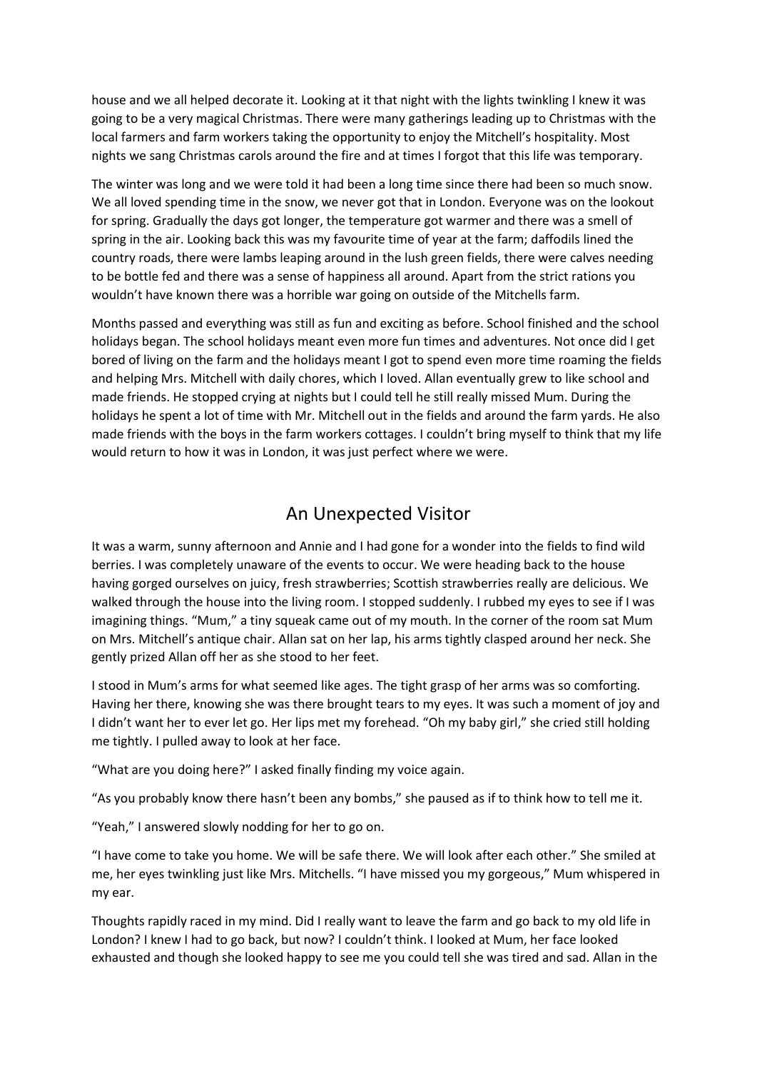house and we all helped decorate it. Looking at it that night with the lights twinkling I knew it was going to be a very magical Christmas. There were many gatherings leading up to Christmas with the local farmers and farm workers taking the opportunity to enjoy the Mitchell's hospitality. Most nights we sang Christmas carols around the fire and at times I forgot that this life was temporary.

The winter was long and we were told it had been a long time since there had been so much snow. We all loved spending time in the snow, we never got that in London. Everyone was on the lookout for spring. Gradually the days got longer, the temperature got warmer and there was a smell of spring in the air. Looking back this was my favourite time of year at the farm; daffodils lined the country roads, there were lambs leaping around in the lush green fields, there were calves needing to be bottle fed and there was a sense of happiness all around. Apart from the strict rations you wouldn't have known there was a horrible war going on outside of the Mitchells farm.

Months passed and everything was still as fun and exciting as before. School finished and the school holidays began. The school holidays meant even more fun times and adventures. Not once did I get bored of living on the farm and the holidays meant I got to spend even more time roaming the fields and helping Mrs. Mitchell with daily chores, which I loved. Allan eventually grew to like school and made friends. He stopped crying at nights but I could tell he still really missed Mum. During the holidays he spent a lot of time with Mr. Mitchell out in the fields and around the farm yards. He also made friends with the boys in the farm workers cottages. I couldn't bring myself to think that my life would return to how it was in London, it was just perfect where we were.

## An Unexpected Visitor

It was a warm, sunny afternoon and Annie and I had gone for a wonder into the fields to find wild berries. I was completely unaware of the events to occur. We were heading back to the house having gorged ourselves on juicy, fresh strawberries; Scottish strawberries really are delicious. We walked through the house into the living room. I stopped suddenly. I rubbed my eyes to see if I was imagining things. "Mum," a tiny squeak came out of my mouth. In the corner of the room sat Mum on Mrs. Mitchell's antique chair. Allan sat on her lap, his arms tightly clasped around her neck. She gently prized Allan off her as she stood to her feet.

I stood in Mum's arms for what seemed like ages. The tight grasp of her arms was so comforting. Having her there, knowing she was there brought tears to my eyes. It was such a moment of joy and I didn't want her to ever let go. Her lips met my forehead. "Oh my baby girl," she cried still holding me tightly. I pulled away to look at her face.

"What are you doing here?" I asked finally finding my voice again.

"As you probably know there hasn't been any bombs," she paused as if to think how to tell me it.

"Yeah," I answered slowly nodding for her to go on.

"I have come to take you home. We will be safe there. We will look after each other." She smiled at me, her eyes twinkling just like Mrs. Mitchells. "I have missed you my gorgeous," Mum whispered in my ear.

Thoughts rapidly raced in my mind. Did I really want to leave the farm and go back to my old life in London? I knew I had to go back, but now? I couldn't think. I looked at Mum, her face looked exhausted and though she looked happy to see me you could tell she was tired and sad. Allan in the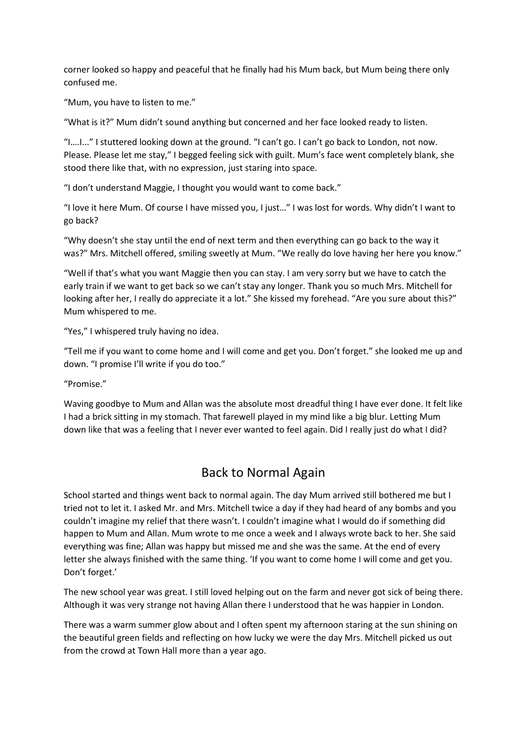corner looked so happy and peaceful that he finally had his Mum back, but Mum being there only confused me.

"Mum, you have to listen to me."

"What is it?" Mum didn't sound anything but concerned and her face looked ready to listen.

"I….I..." I stuttered looking down at the ground. "I can't go. I can't go back to London, not now. Please. Please let me stay," I begged feeling sick with guilt. Mum's face went completely blank, she stood there like that, with no expression, just staring into space.

"I don't understand Maggie, I thought you would want to come back."

"I love it here Mum. Of course I have missed you, I just…" I was lost for words. Why didn't I want to go back?

"Why doesn't she stay until the end of next term and then everything can go back to the way it was?" Mrs. Mitchell offered, smiling sweetly at Mum. "We really do love having her here you know."

"Well if that's what you want Maggie then you can stay. I am very sorry but we have to catch the early train if we want to get back so we can't stay any longer. Thank you so much Mrs. Mitchell for looking after her, I really do appreciate it a lot." She kissed my forehead. "Are you sure about this?" Mum whispered to me.

"Yes," I whispered truly having no idea.

"Tell me if you want to come home and I will come and get you. Don't forget." she looked me up and down. "I promise I'll write if you do too."

"Promise."

Waving goodbye to Mum and Allan was the absolute most dreadful thing I have ever done. It felt like I had a brick sitting in my stomach. That farewell played in my mind like a big blur. Letting Mum down like that was a feeling that I never ever wanted to feel again. Did I really just do what I did?

## Back to Normal Again

School started and things went back to normal again. The day Mum arrived still bothered me but I tried not to let it. I asked Mr. and Mrs. Mitchell twice a day if they had heard of any bombs and you couldn't imagine my relief that there wasn't. I couldn't imagine what I would do if something did happen to Mum and Allan. Mum wrote to me once a week and I always wrote back to her. She said everything was fine; Allan was happy but missed me and she was the same. At the end of every letter she always finished with the same thing. 'If you want to come home I will come and get you. Don't forget.'

The new school year was great. I still loved helping out on the farm and never got sick of being there. Although it was very strange not having Allan there I understood that he was happier in London.

There was a warm summer glow about and I often spent my afternoon staring at the sun shining on the beautiful green fields and reflecting on how lucky we were the day Mrs. Mitchell picked us out from the crowd at Town Hall more than a year ago.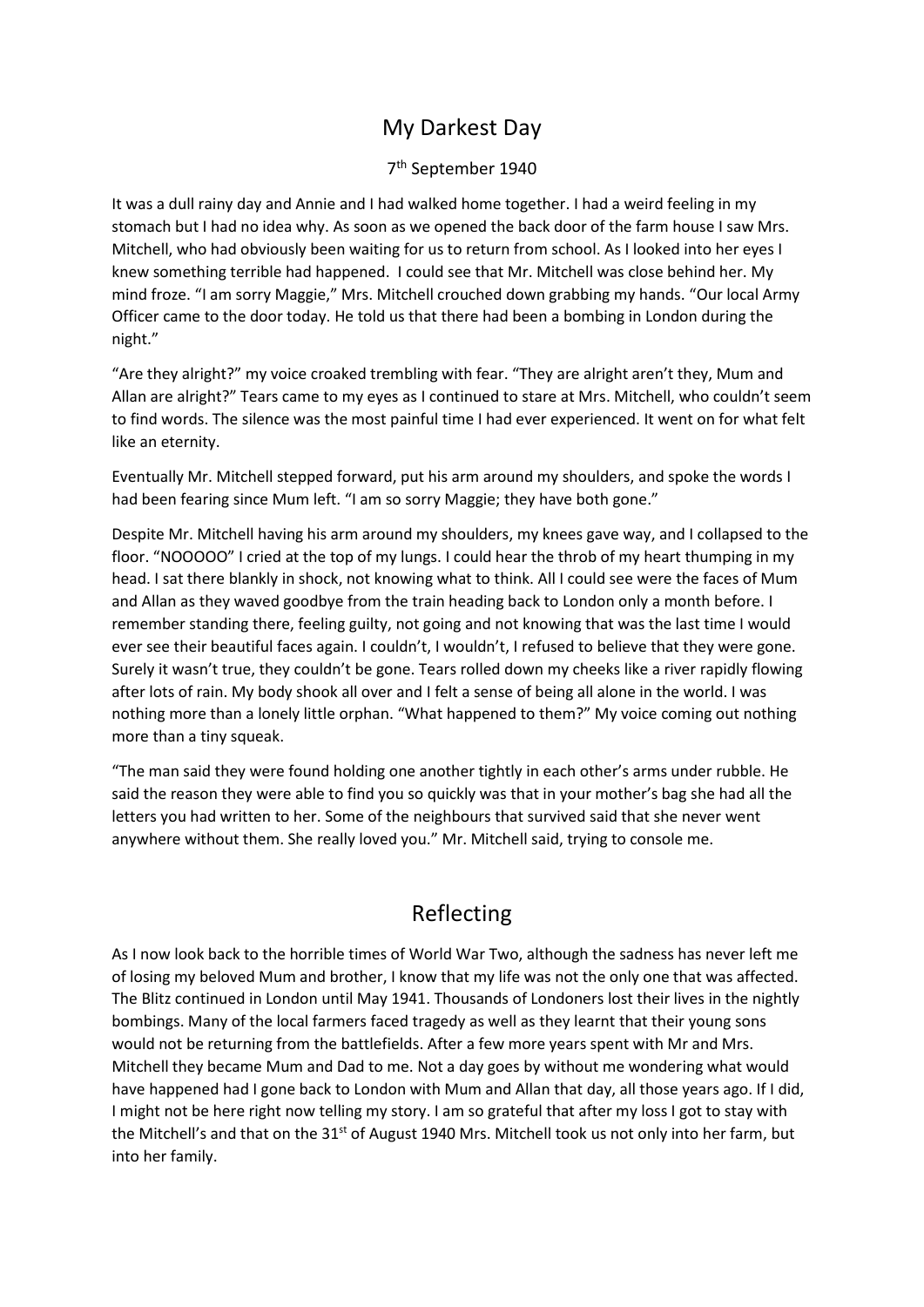# My Darkest Day

7th September 1940

It was a dull rainy day and Annie and I had walked home together. I had a weird feeling in my stomach but I had no idea why. As soon as we opened the back door of the farm house I saw Mrs. Mitchell, who had obviously been waiting for us to return from school. As I looked into her eyes I knew something terrible had happened. I could see that Mr. Mitchell was close behind her. My mind froze. "I am sorry Maggie," Mrs. Mitchell crouched down grabbing my hands. "Our local Army Officer came to the door today. He told us that there had been a bombing in London during the night."

"Are they alright?" my voice croaked trembling with fear. "They are alright aren't they, Mum and Allan are alright?" Tears came to my eyes as I continued to stare at Mrs. Mitchell, who couldn't seem to find words. The silence was the most painful time I had ever experienced. It went on for what felt like an eternity.

Eventually Mr. Mitchell stepped forward, put his arm around my shoulders, and spoke the words I had been fearing since Mum left. "I am so sorry Maggie; they have both gone."

Despite Mr. Mitchell having his arm around my shoulders, my knees gave way, and I collapsed to the floor. "NOOOOO" I cried at the top of my lungs. I could hear the throb of my heart thumping in my head. I sat there blankly in shock, not knowing what to think. All I could see were the faces of Mum and Allan as they waved goodbye from the train heading back to London only a month before. I remember standing there, feeling guilty, not going and not knowing that was the last time I would ever see their beautiful faces again. I couldn't, I wouldn't, I refused to believe that they were gone. Surely it wasn't true, they couldn't be gone. Tears rolled down my cheeks like a river rapidly flowing after lots of rain. My body shook all over and I felt a sense of being all alone in the world. I was nothing more than a lonely little orphan. "What happened to them?" My voice coming out nothing more than a tiny squeak.

"The man said they were found holding one another tightly in each other's arms under rubble. He said the reason they were able to find you so quickly was that in your mother's bag she had all the letters you had written to her. Some of the neighbours that survived said that she never went anywhere without them. She really loved you." Mr. Mitchell said, trying to console me.

# Reflecting

As I now look back to the horrible times of World War Two, although the sadness has never left me of losing my beloved Mum and brother, I know that my life was not the only one that was affected. The Blitz continued in London until May 1941. Thousands of Londoners lost their lives in the nightly bombings. Many of the local farmers faced tragedy as well as they learnt that their young sons would not be returning from the battlefields. After a few more years spent with Mr and Mrs. Mitchell they became Mum and Dad to me. Not a day goes by without me wondering what would have happened had I gone back to London with Mum and Allan that day, all those years ago. If I did, I might not be here right now telling my story. I am so grateful that after my loss I got to stay with the Mitchell's and that on the 31st of August 1940 Mrs. Mitchell took us not only into her farm, but into her family.